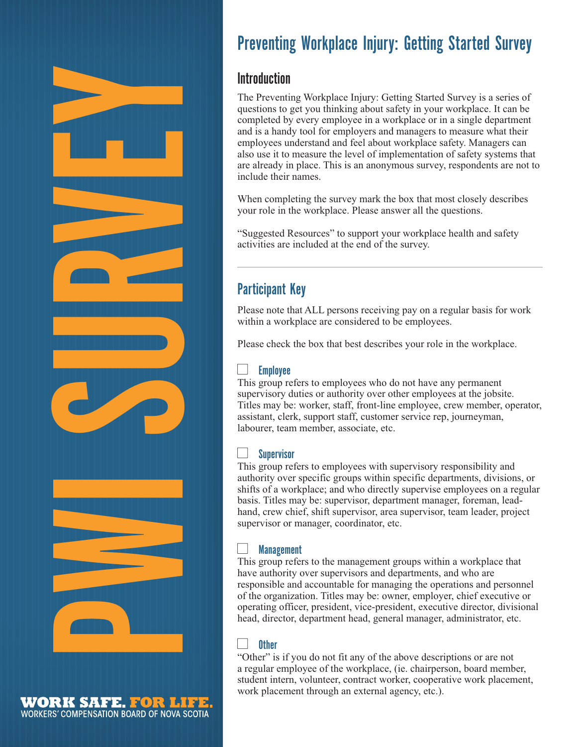PWI SURVEY

WORK SAFE. FOR LIFE.
WORKERS' COMPENSATION BOARD OF NOVA SCOTIA

# Preventing Workplace Injury: Getting Started Survey

## Introduction

The Preventing Workplace Injury: Getting Started Survey is a series of questions to get you thinking about safety in your workplace. It can be completed by every employee in a workplace or in a single department and is a handy tool for employers and managers to measure what their employees understand and feel about workplace safety. Managers can also use it to measure the level of implementation of safety systems that are already in place. This is an anonymous survey, respondents are not to include their names.

When completing the survey mark the box that most closely describes your role in the workplace. Please answer all the questions.

"Suggested Resources" to support your workplace health and safety activities are included at the end of the survey.

---

## Participant Key

Please note that ALL persons receiving pay on a regular basis for work within a workplace are considered to be employees.

Please check the box that best describes your role in the workplace.

☐ **Employee**
This group refers to employees who do not have any permanent supervisory duties or authority over other employees at the jobsite. Titles may be: worker, staff, front-line employee, crew member, operator, assistant, clerk, support staff, customer service rep, journeyman, labourer, team member, associate, etc.

☐ **Supervisor**
This group refers to employees with supervisory responsibility and authority over specific groups within specific departments, divisions, or shifts of a workplace; and who directly supervise employees on a regular basis. Titles may be: supervisor, department manager, foreman, lead-hand, crew chief, shift supervisor, area supervisor, team leader, project supervisor or manager, coordinator, etc.

☐ **Management**
This group refers to the management groups within a workplace that have authority over supervisors and departments, and who are responsible and accountable for managing the operations and personnel of the organization. Titles may be: owner, employer, chief executive or operating officer, president, vice-president, executive director, divisional head, director, department head, general manager, administrator, etc.

☐ **Other**
"Other" is if you do not fit any of the above descriptions or are not a regular employee of the workplace, (ie. chairperson, board member, student intern, volunteer, contract worker, cooperative work placement, work placement through an external agency, etc.).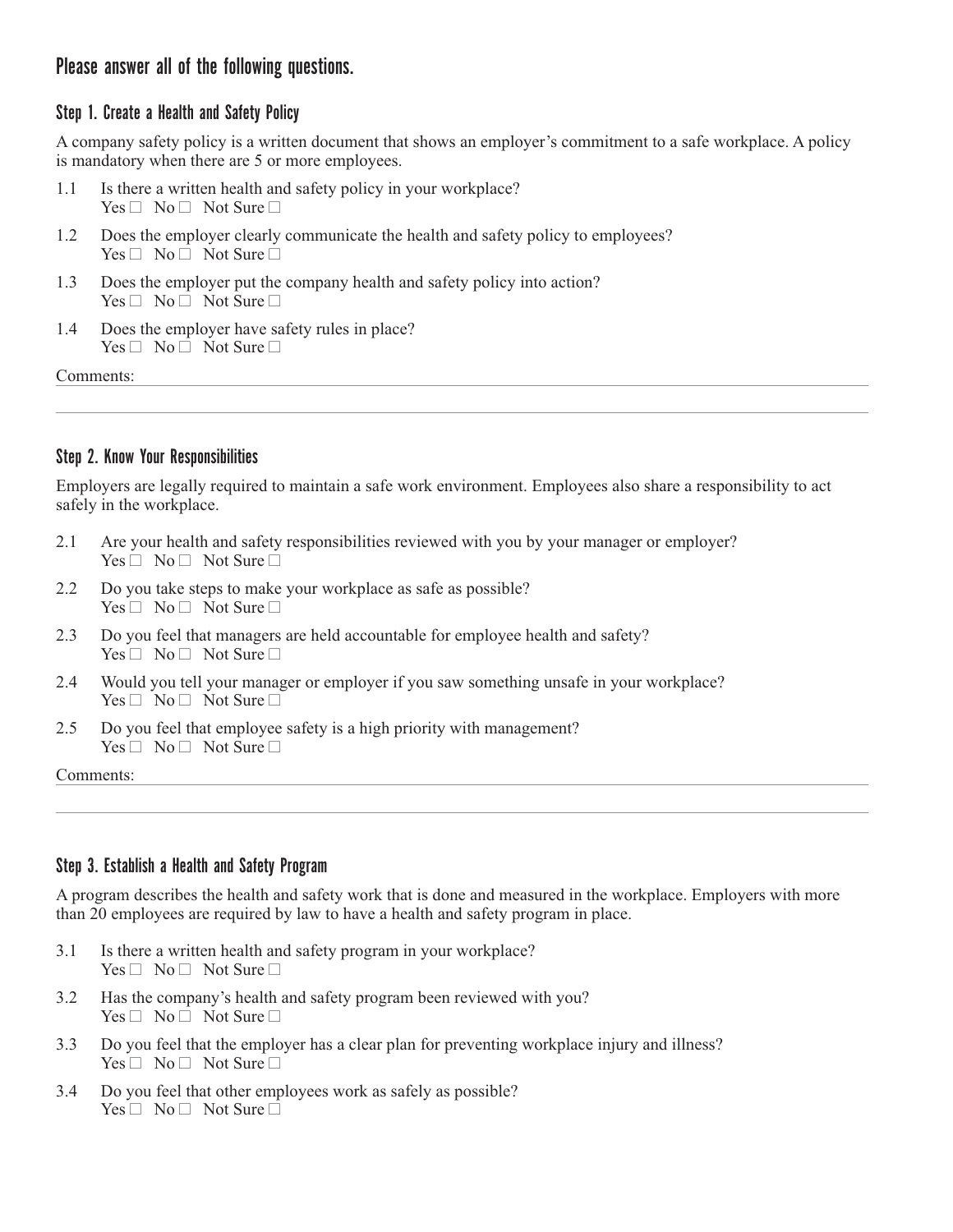## Please answer all of the following questions.

### Step 1. Create a Health and Safety Policy

A company safety policy is a written document that shows an employer's commitment to a safe workplace. A policy is mandatory when there are 5 or more employees.

1.1 Is there a written health and safety policy in your workplace?
Yes ☐ No ☐ Not Sure ☐

1.2 Does the employer clearly communicate the health and safety policy to employees?
Yes ☐ No ☐ Not Sure ☐

1.3 Does the employer put the company health and safety policy into action?
Yes ☐ No ☐ Not Sure ☐

1.4 Does the employer have safety rules in place?
Yes ☐ No ☐ Not Sure ☐

Comments:

### Step 2. Know Your Responsibilities

Employers are legally required to maintain a safe work environment. Employees also share a responsibility to act safely in the workplace.

2.1 Are your health and safety responsibilities reviewed with you by your manager or employer?
Yes ☐ No ☐ Not Sure ☐

2.2 Do you take steps to make your workplace as safe as possible?
Yes ☐ No ☐ Not Sure ☐

2.3 Do you feel that managers are held accountable for employee health and safety?
Yes ☐ No ☐ Not Sure ☐

2.4 Would you tell your manager or employer if you saw something unsafe in your workplace?
Yes ☐ No ☐ Not Sure ☐

2.5 Do you feel that employee safety is a high priority with management?
Yes ☐ No ☐ Not Sure ☐

Comments:

### Step 3. Establish a Health and Safety Program

A program describes the health and safety work that is done and measured in the workplace. Employers with more than 20 employees are required by law to have a health and safety program in place.

3.1 Is there a written health and safety program in your workplace?
Yes ☐ No ☐ Not Sure ☐

3.2 Has the company's health and safety program been reviewed with you?
Yes ☐ No ☐ Not Sure ☐

3.3 Do you feel that the employer has a clear plan for preventing workplace injury and illness?
Yes ☐ No ☐ Not Sure ☐

3.4 Do you feel that other employees work as safely as possible?
Yes ☐ No ☐ Not Sure ☐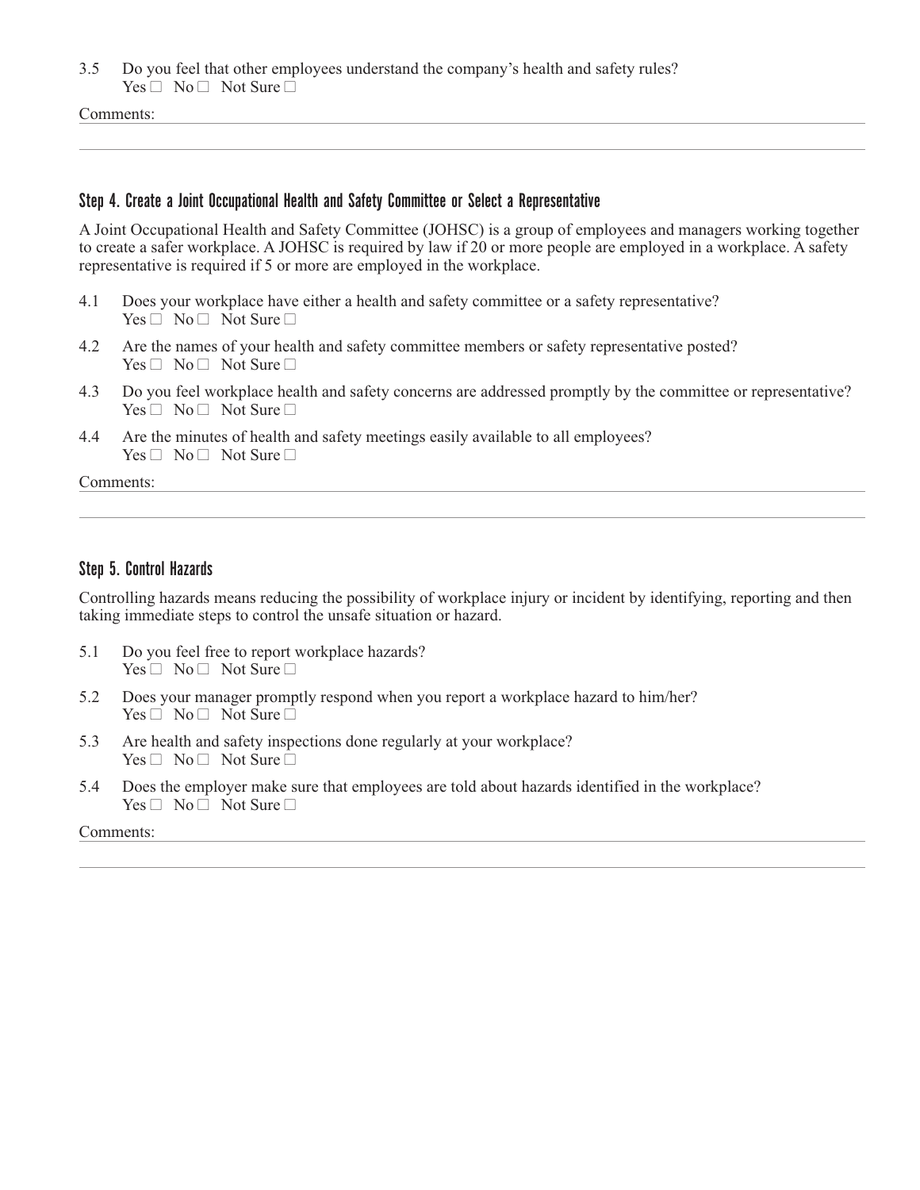3.5 Do you feel that other employees understand the company's health and safety rules?
Yes ☐ No ☐ Not Sure ☐

Comments:

## Step 4. Create a Joint Occupational Health and Safety Committee or Select a Representative

A Joint Occupational Health and Safety Committee (JOHSC) is a group of employees and managers working together to create a safer workplace. A JOHSC is required by law if 20 or more people are employed in a workplace. A safety representative is required if 5 or more are employed in the workplace.

4.1 Does your workplace have either a health and safety committee or a safety representative?
Yes ☐ No ☐ Not Sure ☐

4.2 Are the names of your health and safety committee members or safety representative posted?
Yes ☐ No ☐ Not Sure ☐

4.3 Do you feel workplace health and safety concerns are addressed promptly by the committee or representative?
Yes ☐ No ☐ Not Sure ☐

4.4 Are the minutes of health and safety meetings easily available to all employees?
Yes ☐ No ☐ Not Sure ☐

Comments:

## Step 5. Control Hazards

Controlling hazards means reducing the possibility of workplace injury or incident by identifying, reporting and then taking immediate steps to control the unsafe situation or hazard.

5.1 Do you feel free to report workplace hazards?
Yes ☐ No ☐ Not Sure ☐

5.2 Does your manager promptly respond when you report a workplace hazard to him/her?
Yes ☐ No ☐ Not Sure ☐

5.3 Are health and safety inspections done regularly at your workplace?
Yes ☐ No ☐ Not Sure ☐

5.4 Does the employer make sure that employees are told about hazards identified in the workplace?
Yes ☐ No ☐ Not Sure ☐

Comments: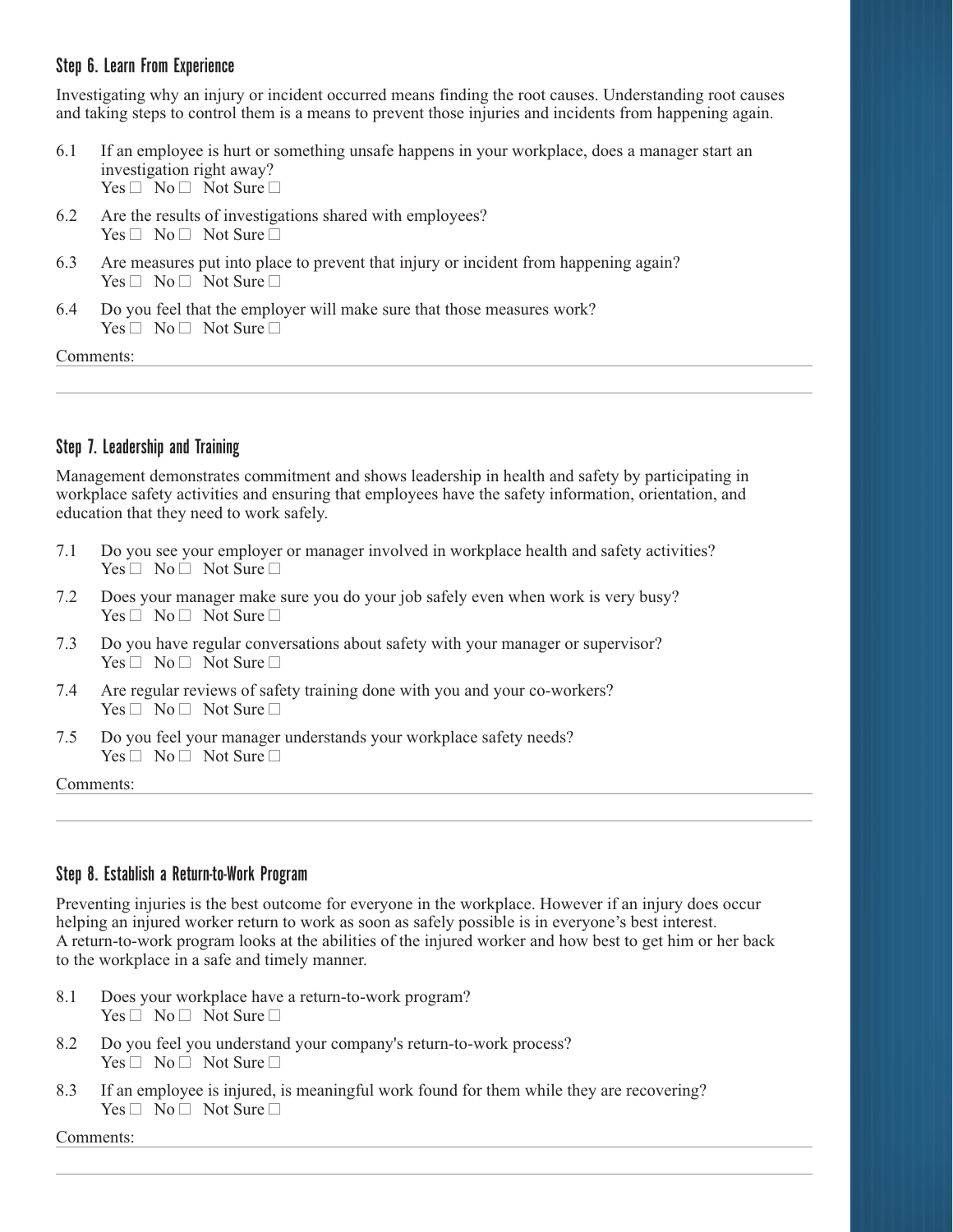### Step 6. Learn From Experience

Investigating why an injury or incident occurred means finding the root causes. Understanding root causes and taking steps to control them is a means to prevent those injuries and incidents from happening again.

6.1 If an employee is hurt or something unsafe happens in your workplace, does a manager start an investigation right away?
Yes ☐ No ☐ Not Sure ☐

6.2 Are the results of investigations shared with employees?
Yes ☐ No ☐ Not Sure ☐

6.3 Are measures put into place to prevent that injury or incident from happening again?
Yes ☐ No ☐ Not Sure ☐

6.4 Do you feel that the employer will make sure that those measures work?
Yes ☐ No ☐ Not Sure ☐

Comments:

### Step 7. Leadership and Training

Management demonstrates commitment and shows leadership in health and safety by participating in workplace safety activities and ensuring that employees have the safety information, orientation, and education that they need to work safely.

7.1 Do you see your employer or manager involved in workplace health and safety activities?
Yes ☐ No ☐ Not Sure ☐

7.2 Does your manager make sure you do your job safely even when work is very busy?
Yes ☐ No ☐ Not Sure ☐

7.3 Do you have regular conversations about safety with your manager or supervisor?
Yes ☐ No ☐ Not Sure ☐

7.4 Are regular reviews of safety training done with you and your co-workers?
Yes ☐ No ☐ Not Sure ☐

7.5 Do you feel your manager understands your workplace safety needs?
Yes ☐ No ☐ Not Sure ☐

Comments:

### Step 8. Establish a Return-to-Work Program

Preventing injuries is the best outcome for everyone in the workplace. However if an injury does occur helping an injured worker return to work as soon as safely possible is in everyone's best interest. A return-to-work program looks at the abilities of the injured worker and how best to get him or her back to the workplace in a safe and timely manner.

8.1 Does your workplace have a return-to-work program?
Yes ☐ No ☐ Not Sure ☐

8.2 Do you feel you understand your company's return-to-work process?
Yes ☐ No ☐ Not Sure ☐

8.3 If an employee is injured, is meaningful work found for them while they are recovering?
Yes ☐ No ☐ Not Sure ☐

Comments: